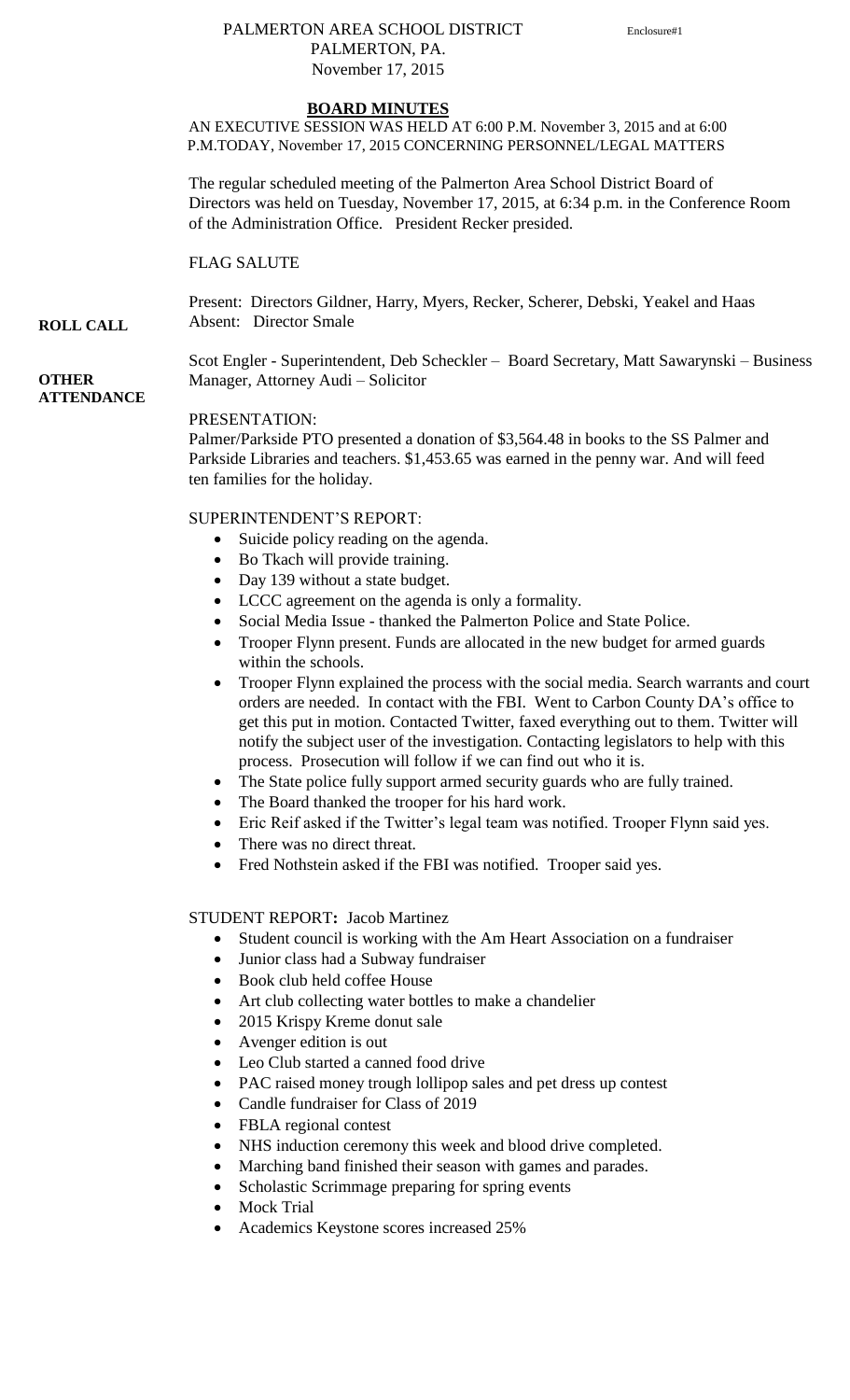PALMERTON AREA SCHOOL DISTRICT
PALMERTON, PA.
November 17, 2015

Enclosure#1

## BOARD MINUTES

AN EXECUTIVE SESSION WAS HELD AT 6:00 P.M. November 3, 2015 and at 6:00 P.M.TODAY, November 17, 2015 CONCERNING PERSONNEL/LEGAL MATTERS

The regular scheduled meeting of the Palmerton Area School District Board of Directors was held on Tuesday, November 17, 2015, at 6:34 p.m. in the Conference Room of the Administration Office. President Recker presided.

FLAG SALUTE

**ROLL CALL**

Present: Directors Gildner, Harry, Myers, Recker, Scherer, Debski, Yeakel and Haas
Absent: Director Smale

**OTHER ATTENDANCE**

Scot Engler - Superintendent, Deb Scheckler – Board Secretary, Matt Sawarynski – Business Manager, Attorney Audi – Solicitor

PRESENTATION:
Palmer/Parkside PTO presented a donation of $3,564.48 in books to the SS Palmer and Parkside Libraries and teachers. $1,453.65 was earned in the penny war. And will feed ten families for the holiday.

SUPERINTENDENT'S REPORT:

- Suicide policy reading on the agenda.
- Bo Tkach will provide training.
- Day 139 without a state budget.
- LCCC agreement on the agenda is only a formality.
- Social Media Issue - thanked the Palmerton Police and State Police.
- Trooper Flynn present. Funds are allocated in the new budget for armed guards within the schools.
- Trooper Flynn explained the process with the social media. Search warrants and court orders are needed. In contact with the FBI. Went to Carbon County DA's office to get this put in motion. Contacted Twitter, faxed everything out to them. Twitter will notify the subject user of the investigation. Contacting legislators to help with this process. Prosecution will follow if we can find out who it is.
- The State police fully support armed security guards who are fully trained.
- The Board thanked the trooper for his hard work.
- Eric Reif asked if the Twitter's legal team was notified. Trooper Flynn said yes.
- There was no direct threat.
- Fred Nothstein asked if the FBI was notified. Trooper said yes.

STUDENT REPORT**:** Jacob Martinez

- Student council is working with the Am Heart Association on a fundraiser
- Junior class had a Subway fundraiser
- Book club held coffee House
- Art club collecting water bottles to make a chandelier
- 2015 Krispy Kreme donut sale
- Avenger edition is out
- Leo Club started a canned food drive
- PAC raised money trough lollipop sales and pet dress up contest
- Candle fundraiser for Class of 2019
- FBLA regional contest
- NHS induction ceremony this week and blood drive completed.
- Marching band finished their season with games and parades.
- Scholastic Scrimmage preparing for spring events
- Mock Trial
- Academics Keystone scores increased 25%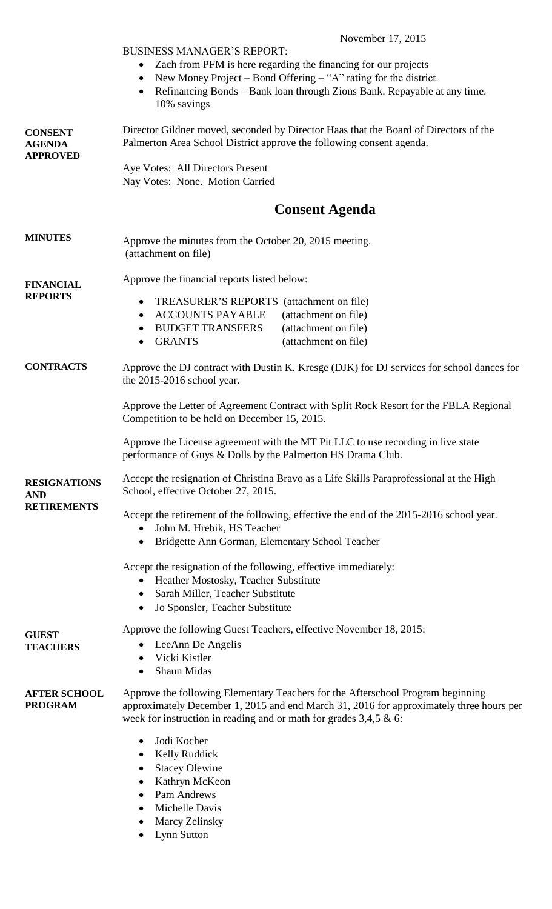November 17, 2015

BUSINESS MANAGER'S REPORT:

- Zach from PFM is here regarding the financing for our projects
- New Money Project – Bond Offering – "A" rating for the district.
- Refinancing Bonds – Bank loan through Zions Bank. Repayable at any time. 10% savings

**CONSENT AGENDA APPROVED**

Director Gildner moved, seconded by Director Haas that the Board of Directors of the Palmerton Area School District approve the following consent agenda.

Aye Votes: All Directors Present
Nay Votes: None. Motion Carried

## Consent Agenda

**MINUTES**

Approve the minutes from the October 20, 2015 meeting. (attachment on file)

**FINANCIAL REPORTS**

Approve the financial reports listed below:

- TREASURER'S REPORTS (attachment on file)
- ACCOUNTS PAYABLE (attachment on file)
- BUDGET TRANSFERS (attachment on file)
- GRANTS (attachment on file)

**CONTRACTS**

Approve the DJ contract with Dustin K. Kresge (DJK) for DJ services for school dances for the 2015-2016 school year.

Approve the Letter of Agreement Contract with Split Rock Resort for the FBLA Regional Competition to be held on December 15, 2015.

Approve the License agreement with the MT Pit LLC to use recording in live state performance of Guys & Dolls by the Palmerton HS Drama Club.

**RESIGNATIONS AND RETIREMENTS**

Accept the resignation of Christina Bravo as a Life Skills Paraprofessional at the High School, effective October 27, 2015.

Accept the retirement of the following, effective the end of the 2015-2016 school year.

- John M. Hrebik, HS Teacher
- Bridgette Ann Gorman, Elementary School Teacher

Accept the resignation of the following, effective immediately:

- Heather Mostosky, Teacher Substitute
- Sarah Miller, Teacher Substitute
- Jo Sponsler, Teacher Substitute

**GUEST TEACHERS**

Approve the following Guest Teachers, effective November 18, 2015:

- LeeAnn De Angelis
- Vicki Kistler
- Shaun Midas

**AFTER SCHOOL PROGRAM**

Approve the following Elementary Teachers for the Afterschool Program beginning approximately December 1, 2015 and end March 31, 2016 for approximately three hours per week for instruction in reading and or math for grades 3,4,5 & 6:

- Jodi Kocher
- Kelly Ruddick
- Stacey Olewine
- Kathryn McKeon
- Pam Andrews
- Michelle Davis
- Marcy Zelinsky
- Lynn Sutton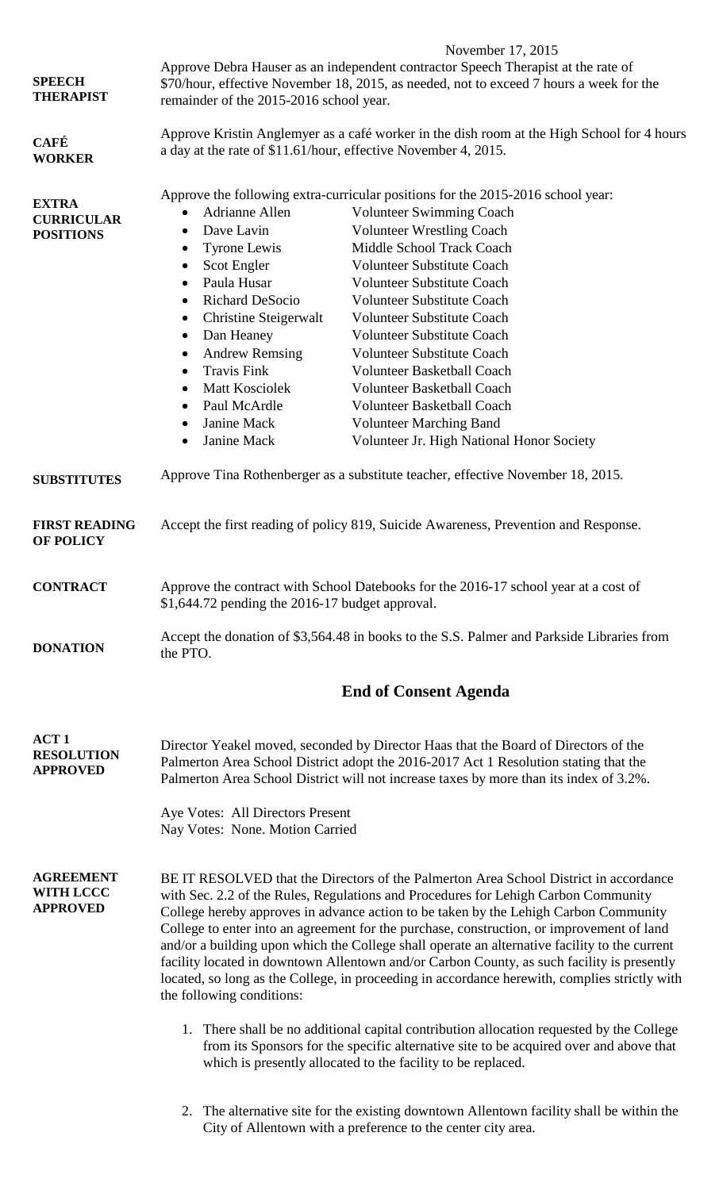November 17, 2015

**SPEECH THERAPIST**

Approve Debra Hauser as an independent contractor Speech Therapist at the rate of $70/hour, effective November 18, 2015, as needed, not to exceed 7 hours a week for the remainder of the 2015-2016 school year.

**CAFÉ WORKER**

Approve Kristin Anglemyer as a café worker in the dish room at the High School for 4 hours a day at the rate of $11.61/hour, effective November 4, 2015.

**EXTRA CURRICULAR POSITIONS**

Approve the following extra-curricular positions for the 2015-2016 school year:

- Adrianne Allen — Volunteer Swimming Coach
- Dave Lavin — Volunteer Wrestling Coach
- Tyrone Lewis — Middle School Track Coach
- Scot Engler — Volunteer Substitute Coach
- Paula Husar — Volunteer Substitute Coach
- Richard DeSocio — Volunteer Substitute Coach
- Christine Steigerwalt — Volunteer Substitute Coach
- Dan Heaney — Volunteer Substitute Coach
- Andrew Remsing — Volunteer Substitute Coach
- Travis Fink — Volunteer Basketball Coach
- Matt Kosciolek — Volunteer Basketball Coach
- Paul McArdle — Volunteer Basketball Coach
- Janine Mack — Volunteer Marching Band
- Janine Mack — Volunteer Jr. High National Honor Society

**SUBSTITUTES**

Approve Tina Rothenberger as a substitute teacher, effective November 18, 2015.

**FIRST READING OF POLICY**

Accept the first reading of policy 819, Suicide Awareness, Prevention and Response.

**CONTRACT**

Approve the contract with School Datebooks for the 2016-17 school year at a cost of $1,644.72 pending the 2016-17 budget approval.

**DONATION**

Accept the donation of $3,564.48 in books to the S.S. Palmer and Parkside Libraries from the PTO.

## End of Consent Agenda

**ACT 1 RESOLUTION APPROVED**

Director Yeakel moved, seconded by Director Haas that the Board of Directors of the Palmerton Area School District adopt the 2016-2017 Act 1 Resolution stating that the Palmerton Area School District will not increase taxes by more than its index of 3.2%.

Aye Votes: All Directors Present
Nay Votes: None. Motion Carried

**AGREEMENT WITH LCCC APPROVED**

BE IT RESOLVED that the Directors of the Palmerton Area School District in accordance with Sec. 2.2 of the Rules, Regulations and Procedures for Lehigh Carbon Community College hereby approves in advance action to be taken by the Lehigh Carbon Community College to enter into an agreement for the purchase, construction, or improvement of land and/or a building upon which the College shall operate an alternative facility to the current facility located in downtown Allentown and/or Carbon County, as such facility is presently located, so long as the College, in proceeding in accordance herewith, complies strictly with the following conditions:

1. There shall be no additional capital contribution allocation requested by the College from its Sponsors for the specific alternative site to be acquired over and above that which is presently allocated to the facility to be replaced.

2. The alternative site for the existing downtown Allentown facility shall be within the City of Allentown with a preference to the center city area.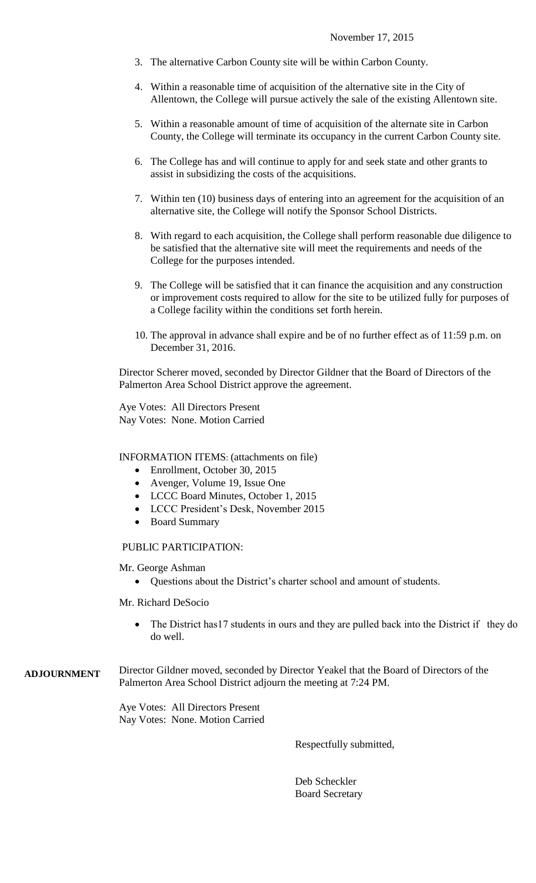November 17, 2015

3. The alternative Carbon County site will be within Carbon County.

4. Within a reasonable time of acquisition of the alternative site in the City of Allentown, the College will pursue actively the sale of the existing Allentown site.

5. Within a reasonable amount of time of acquisition of the alternate site in Carbon County, the College will terminate its occupancy in the current Carbon County site.

6. The College has and will continue to apply for and seek state and other grants to assist in subsidizing the costs of the acquisitions.

7. Within ten (10) business days of entering into an agreement for the acquisition of an alternative site, the College will notify the Sponsor School Districts.

8. With regard to each acquisition, the College shall perform reasonable due diligence to be satisfied that the alternative site will meet the requirements and needs of the College for the purposes intended.

9. The College will be satisfied that it can finance the acquisition and any construction or improvement costs required to allow for the site to be utilized fully for purposes of a College facility within the conditions set forth herein.

10. The approval in advance shall expire and be of no further effect as of 11:59 p.m. on December 31, 2016.

Director Scherer moved, seconded by Director Gildner that the Board of Directors of the Palmerton Area School District approve the agreement.

Aye Votes: All Directors Present
Nay Votes: None. Motion Carried

INFORMATION ITEMS: (attachments on file)

- Enrollment, October 30, 2015
- Avenger, Volume 19, Issue One
- LCCC Board Minutes, October 1, 2015
- LCCC President's Desk, November 2015
- Board Summary

PUBLIC PARTICIPATION:

Mr. George Ashman

- Questions about the District's charter school and amount of students.

Mr. Richard DeSocio

- The District has17 students in ours and they are pulled back into the District if they do do well.

**ADJOURNMENT**

Director Gildner moved, seconded by Director Yeakel that the Board of Directors of the Palmerton Area School District adjourn the meeting at 7:24 PM.

Aye Votes: All Directors Present
Nay Votes: None. Motion Carried

Respectfully submitted,

Deb Scheckler
Board Secretary